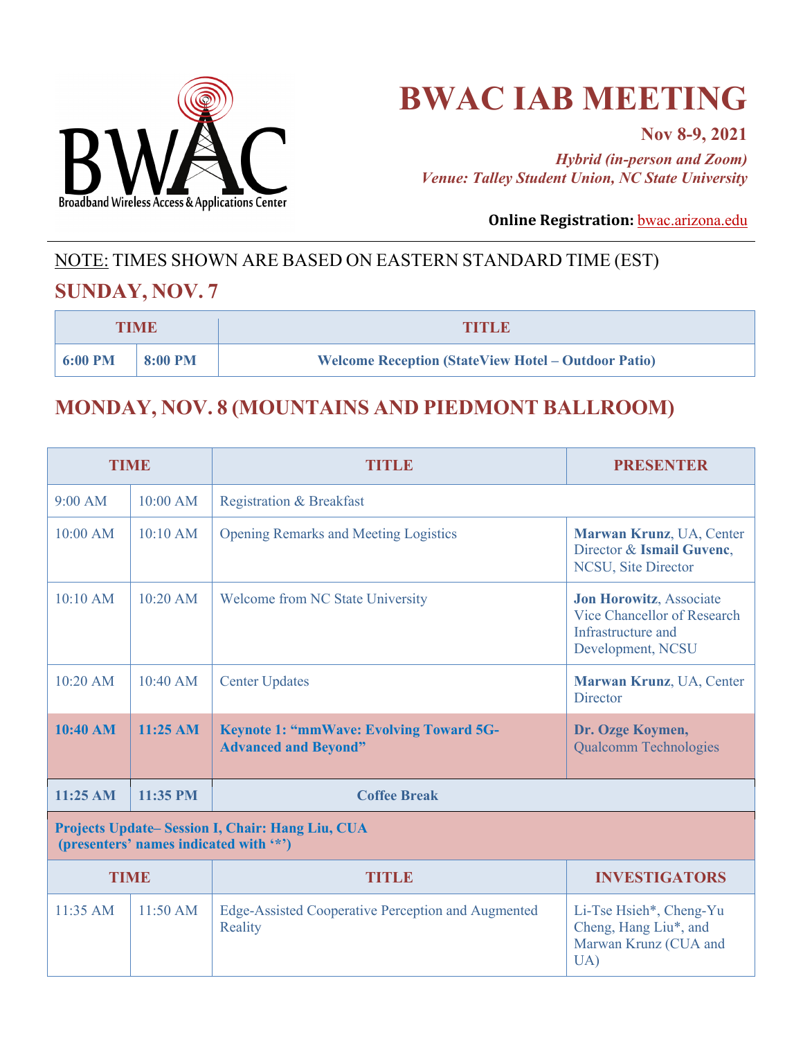BWAC
Broadband Wireless Access & Applications Center

# BWAC IAB MEETING

**Nov 8-9, 2021**

***Hybrid (in-person and Zoom)***
***Venue: Talley Student Union, NC State University***

**Online Registration:** bwac.arizona.edu

NOTE: TIMES SHOWN ARE BASED ON EASTERN STANDARD TIME (EST)

## SUNDAY, NOV. 7

| TIME | | TITLE |
|---|---|---|
| **6:00 PM** | **8:00 PM** | **Welcome Reception (StateView Hotel – Outdoor Patio)** |

## MONDAY, NOV. 8 (MOUNTAINS AND PIEDMONT BALLROOM)

| TIME | | TITLE | PRESENTER |
|---|---|---|---|
| 9:00 AM | 10:00 AM | Registration & Breakfast | |
| 10:00 AM | 10:10 AM | Opening Remarks and Meeting Logistics | **Marwan Krunz**, UA, Center Director & **Ismail Guvenc**, NCSU, Site Director |
| 10:10 AM | 10:20 AM | Welcome from NC State University | **Jon Horowitz**, Associate Vice Chancellor of Research Infrastructure and Development, NCSU |
| 10:20 AM | 10:40 AM | Center Updates | **Marwan Krunz**, UA, Center Director |
| **10:40 AM** | **11:25 AM** | **Keynote 1: "mmWave: Evolving Toward 5G-Advanced and Beyond"** | **Dr. Ozge Koymen,** Qualcomm Technologies |
| **11:25 AM** | **11:35 PM** | **Coffee Break** | |
| **Projects Update– Session I, Chair: Hang Liu, CUA (presenters' names indicated with '*')** | | | |
| **TIME** | | **TITLE** | **INVESTIGATORS** |
| 11:35 AM | 11:50 AM | Edge-Assisted Cooperative Perception and Augmented Reality | Li-Tse Hsieh*, Cheng-Yu Cheng, Hang Liu*, and Marwan Krunz (CUA and UA) |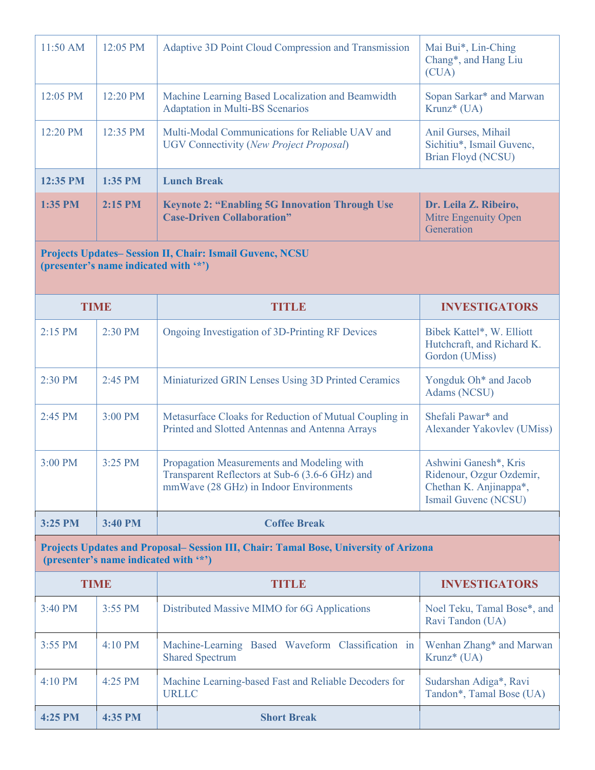| | | | |
|---|---|---|---|
| 11:50 AM | 12:05 PM | Adaptive 3D Point Cloud Compression and Transmission | Mai Bui*, Lin-Ching Chang*, and Hang Liu (CUA) |
| 12:05 PM | 12:20 PM | Machine Learning Based Localization and Beamwidth Adaptation in Multi-BS Scenarios | Sopan Sarkar* and Marwan Krunz* (UA) |
| 12:20 PM | 12:35 PM | Multi-Modal Communications for Reliable UAV and UGV Connectivity (*New Project Proposal*) | Anil Gurses, Mihail Sichitiu*, Ismail Guvenc, Brian Floyd (NCSU) |
| **12:35 PM** | **1:35 PM** | **Lunch Break** | |
| **1:35 PM** | **2:15 PM** | **Keynote 2: "Enabling 5G Innovation Through Use Case-Driven Collaboration"** | **Dr. Leila Z. Ribeiro,** Mitre Engenuity Open Generation |

**Projects Updates– Session II, Chair: Ismail Guvenc, NCSU (presenter's name indicated with '*')**

| TIME | | TITLE | INVESTIGATORS |
|---|---|---|---|
| 2:15 PM | 2:30 PM | Ongoing Investigation of 3D-Printing RF Devices | Bibek Kattel*, W. Elliott Hutchcraft, and Richard K. Gordon (UMiss) |
| 2:30 PM | 2:45 PM | Miniaturized GRIN Lenses Using 3D Printed Ceramics | Yongduk Oh* and Jacob Adams (NCSU) |
| 2:45 PM | 3:00 PM | Metasurface Cloaks for Reduction of Mutual Coupling in Printed and Slotted Antennas and Antenna Arrays | Shefali Pawar* and Alexander Yakovlev (UMiss) |
| 3:00 PM | 3:25 PM | Propagation Measurements and Modeling with Transparent Reflectors at Sub-6 (3.6-6 GHz) and mmWave (28 GHz) in Indoor Environments | Ashwini Ganesh*, Kris Ridenour, Ozgur Ozdemir, Chethan K. Anjinappa*, Ismail Guvenc (NCSU) |
| **3:25 PM** | **3:40 PM** | **Coffee Break** | |

**Projects Updates and Proposal– Session III, Chair: Tamal Bose, University of Arizona (presenter's name indicated with '*')**

| TIME | | TITLE | INVESTIGATORS |
|---|---|---|---|
| 3:40 PM | 3:55 PM | Distributed Massive MIMO for 6G Applications | Noel Teku, Tamal Bose*, and Ravi Tandon (UA) |
| 3:55 PM | 4:10 PM | Machine-Learning Based Waveform Classification in Shared Spectrum | Wenhan Zhang* and Marwan Krunz* (UA) |
| 4:10 PM | 4:25 PM | Machine Learning-based Fast and Reliable Decoders for URLLC | Sudarshan Adiga*, Ravi Tandon*, Tamal Bose (UA) |
| **4:25 PM** | **4:35 PM** | **Short Break** | |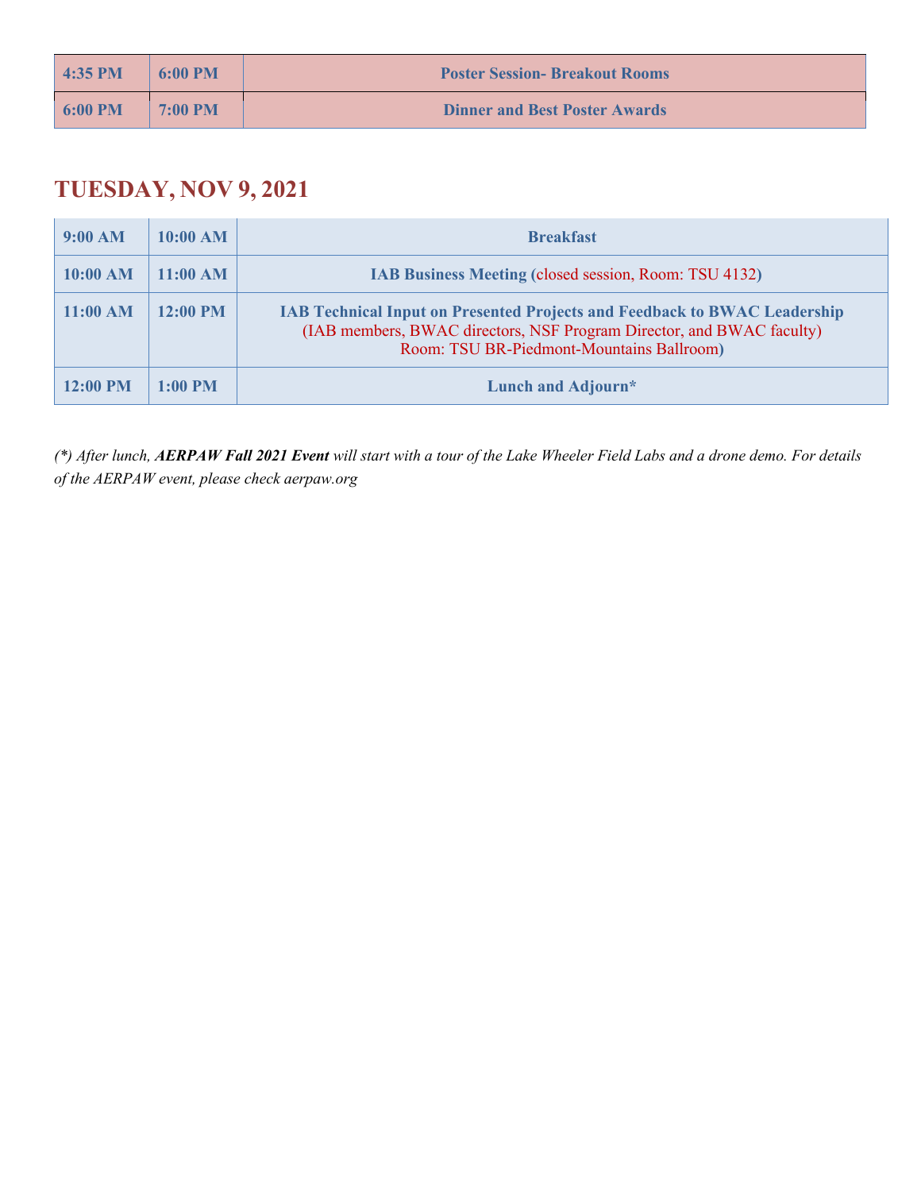| | | |
|---|---|---|
| **4:35 PM** | **6:00 PM** | **Poster Session- Breakout Rooms** |
| **6:00 PM** | **7:00 PM** | **Dinner and Best Poster Awards** |

## TUESDAY, NOV 9, 2021

| | | |
|---|---|---|
| **9:00 AM** | **10:00 AM** | **Breakfast** |
| **10:00 AM** | **11:00 AM** | **IAB Business Meeting (**closed session, Room: TSU 4132**)** |
| **11:00 AM** | **12:00 PM** | **IAB Technical Input on Presented Projects and Feedback to BWAC Leadership** (IAB members, BWAC directors, NSF Program Director, and BWAC faculty) Room: TSU BR-Piedmont-Mountains Ballroom**)** |
| **12:00 PM** | **1:00 PM** | **Lunch and Adjourn*** |

*(\*) After lunch, **AERPAW Fall 2021 Event** will start with a tour of the Lake Wheeler Field Labs and a drone demo. For details of the AERPAW event, please check aerpaw.org*